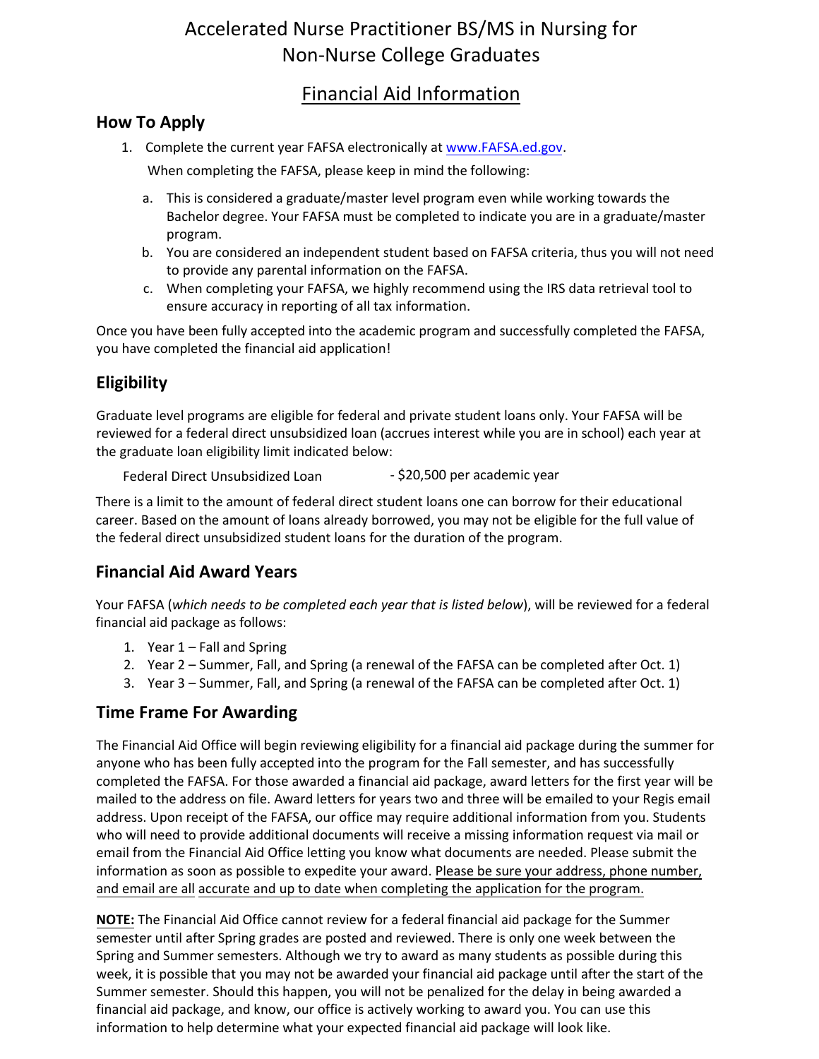# Accelerated Nurse Practitioner BS/MS in Nursing for Non-Nurse College Graduates

## Financial Aid Information

### How To Apply

1. Complete the current year FAFSA electronically at www.FAFSA.ed.gov.

   When completing the FAFSA, please keep in mind the following:

   a. This is considered a graduate/master level program even while working towards the Bachelor degree. Your FAFSA must be completed to indicate you are in a graduate/master program.

   b. You are considered an independent student based on FAFSA criteria, thus you will not need to provide any parental information on the FAFSA.

   c. When completing your FAFSA, we highly recommend using the IRS data retrieval tool to ensure accuracy in reporting of all tax information.

Once you have been fully accepted into the academic program and successfully completed the FAFSA, you have completed the financial aid application!

### Eligibility

Graduate level programs are eligible for federal and private student loans only. Your FAFSA will be reviewed for a federal direct unsubsidized loan (accrues interest while you are in school) each year at the graduate loan eligibility limit indicated below:

Federal Direct Unsubsidized Loan - $20,500 per academic year

There is a limit to the amount of federal direct student loans one can borrow for their educational career. Based on the amount of loans already borrowed, you may not be eligible for the full value of the federal direct unsubsidized student loans for the duration of the program.

### Financial Aid Award Years

Your FAFSA (*which needs to be completed each year that is listed below*), will be reviewed for a federal financial aid package as follows:

1. Year 1 – Fall and Spring
2. Year 2 – Summer, Fall, and Spring (a renewal of the FAFSA can be completed after Oct. 1)
3. Year 3 – Summer, Fall, and Spring (a renewal of the FAFSA can be completed after Oct. 1)

### Time Frame For Awarding

The Financial Aid Office will begin reviewing eligibility for a financial aid package during the summer for anyone who has been fully accepted into the program for the Fall semester, and has successfully completed the FAFSA. For those awarded a financial aid package, award letters for the first year will be mailed to the address on file. Award letters for years two and three will be emailed to your Regis email address. Upon receipt of the FAFSA, our office may require additional information from you. Students who will need to provide additional documents will receive a missing information request via mail or email from the Financial Aid Office letting you know what documents are needed. Please submit the information as soon as possible to expedite your award. <u>Please be sure your address, phone number, and email are all accurate and up to date when completing the application for the program.</u>

**<u>NOTE:</u>** The Financial Aid Office cannot review for a federal financial aid package for the Summer semester until after Spring grades are posted and reviewed. There is only one week between the Spring and Summer semesters. Although we try to award as many students as possible during this week, it is possible that you may not be awarded your financial aid package until after the start of the Summer semester. Should this happen, you will not be penalized for the delay in being awarded a financial aid package, and know, our office is actively working to award you. You can use this information to help determine what your expected financial aid package will look like.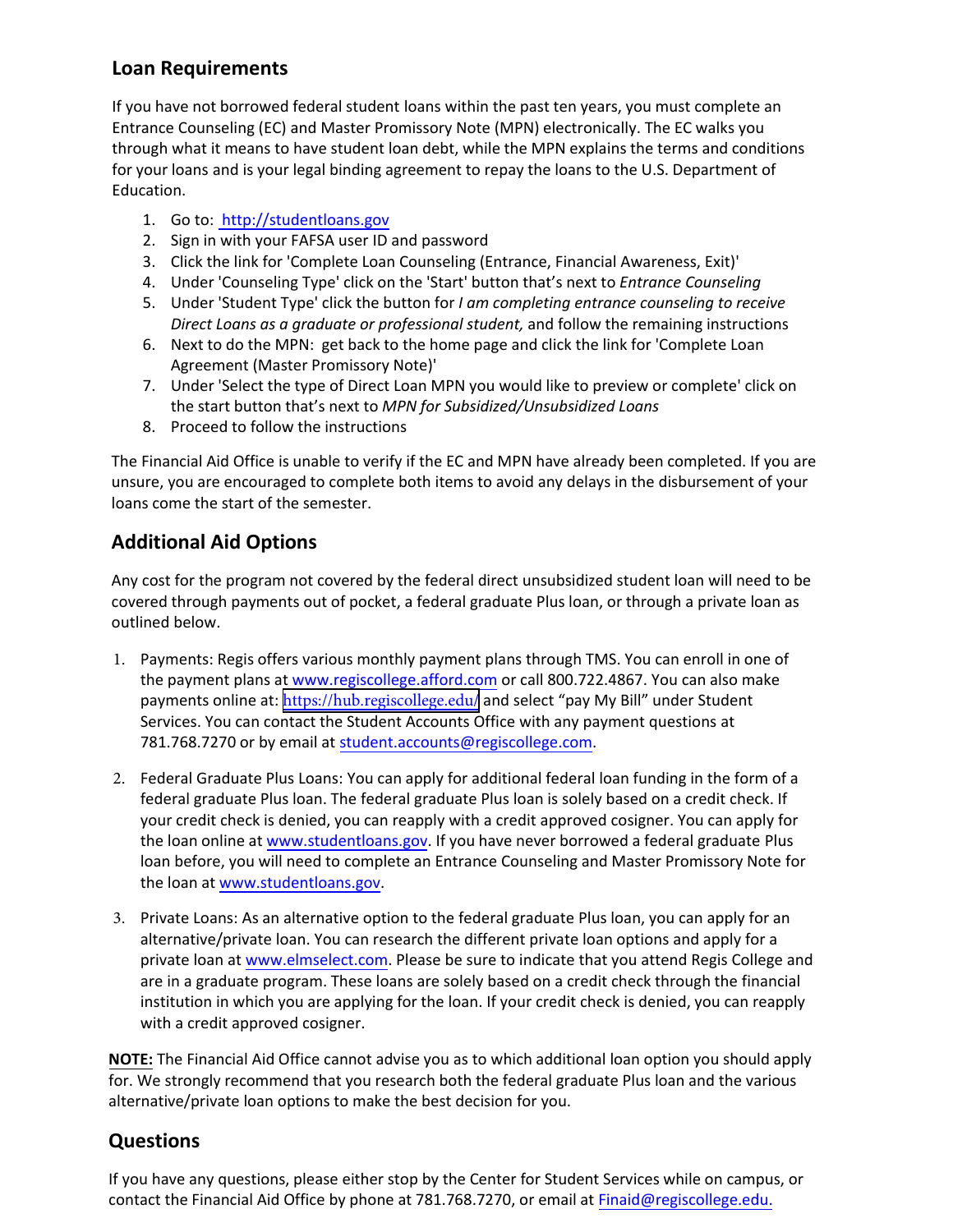## Loan Requirements

If you have not borrowed federal student loans within the past ten years, you must complete an Entrance Counseling (EC) and Master Promissory Note (MPN) electronically. The EC walks you through what it means to have student loan debt, while the MPN explains the terms and conditions for your loans and is your legal binding agreement to repay the loans to the U.S. Department of Education.

1. Go to: http://studentloans.gov
2. Sign in with your FAFSA user ID and password
3. Click the link for 'Complete Loan Counseling (Entrance, Financial Awareness, Exit)'
4. Under 'Counseling Type' click on the 'Start' button that's next to *Entrance Counseling*
5. Under 'Student Type' click the button for *I am completing entrance counseling to receive Direct Loans as a graduate or professional student,* and follow the remaining instructions
6. Next to do the MPN: get back to the home page and click the link for 'Complete Loan Agreement (Master Promissory Note)'
7. Under 'Select the type of Direct Loan MPN you would like to preview or complete' click on the start button that's next to *MPN for Subsidized/Unsubsidized Loans*
8. Proceed to follow the instructions

The Financial Aid Office is unable to verify if the EC and MPN have already been completed. If you are unsure, you are encouraged to complete both items to avoid any delays in the disbursement of your loans come the start of the semester.

## Additional Aid Options

Any cost for the program not covered by the federal direct unsubsidized student loan will need to be covered through payments out of pocket, a federal graduate Plus loan, or through a private loan as outlined below.

1. Payments: Regis offers various monthly payment plans through TMS. You can enroll in one of the payment plans at www.regiscollege.afford.com or call 800.722.4867. You can also make payments online at: https://hub.regiscollege.edu/ and select "pay My Bill" under Student Services. You can contact the Student Accounts Office with any payment questions at 781.768.7270 or by email at student.accounts@regiscollege.com.

2. Federal Graduate Plus Loans: You can apply for additional federal loan funding in the form of a federal graduate Plus loan. The federal graduate Plus loan is solely based on a credit check. If your credit check is denied, you can reapply with a credit approved cosigner. You can apply for the loan online at www.studentloans.gov. If you have never borrowed a federal graduate Plus loan before, you will need to complete an Entrance Counseling and Master Promissory Note for the loan at www.studentloans.gov.

3. Private Loans: As an alternative option to the federal graduate Plus loan, you can apply for an alternative/private loan. You can research the different private loan options and apply for a private loan at www.elmselect.com. Please be sure to indicate that you attend Regis College and are in a graduate program. These loans are solely based on a credit check through the financial institution in which you are applying for the loan. If your credit check is denied, you can reapply with a credit approved cosigner.

**NOTE:** The Financial Aid Office cannot advise you as to which additional loan option you should apply for. We strongly recommend that you research both the federal graduate Plus loan and the various alternative/private loan options to make the best decision for you.

## Questions

If you have any questions, please either stop by the Center for Student Services while on campus, or contact the Financial Aid Office by phone at 781.768.7270, or email at Finaid@regiscollege.edu.